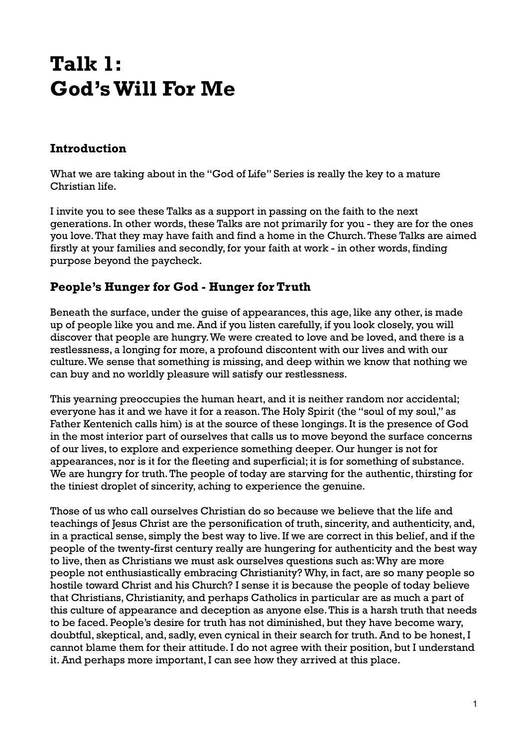# Talk 1: God's Will For Me

## Introduction

What we are taking about in the "God of Life" Series is really the key to a mature Christian life.

I invite you to see these Talks as a support in passing on the faith to the next generations. In other words, these Talks are not primarily for you - they are for the ones you love. That they may have faith and find a home in the Church. These Talks are aimed firstly at your families and secondly, for your faith at work - in other words, finding purpose beyond the paycheck.

## People's Hunger for God - Hunger for Truth

Beneath the surface, under the guise of appearances, this age, like any other, is made up of people like you and me. And if you listen carefully, if you look closely, you will discover that people are hungry. We were created to love and be loved, and there is a restlessness, a longing for more, a profound discontent with our lives and with our culture. We sense that something is missing, and deep within we know that nothing we can buy and no worldly pleasure will satisfy our restlessness.

This yearning preoccupies the human heart, and it is neither random nor accidental; everyone has it and we have it for a reason. The Holy Spirit (the "soul of my soul," as Father Kentenich calls him) is at the source of these longings. It is the presence of God in the most interior part of ourselves that calls us to move beyond the surface concerns of our lives, to explore and experience something deeper. Our hunger is not for appearances, nor is it for the fleeting and superficial; it is for something of substance. We are hungry for truth. The people of today are starving for the authentic, thirsting for the tiniest droplet of sincerity, aching to experience the genuine.

Those of us who call ourselves Christian do so because we believe that the life and teachings of Jesus Christ are the personification of truth, sincerity, and authenticity, and, in a practical sense, simply the best way to live. If we are correct in this belief, and if the people of the twenty-first century really are hungering for authenticity and the best way to live, then as Christians we must ask ourselves questions such as: Why are more people not enthusiastically embracing Christianity? Why, in fact, are so many people so hostile toward Christ and his Church? I sense it is because the people of today believe that Christians, Christianity, and perhaps Catholics in particular are as much a part of this culture of appearance and deception as anyone else. This is a harsh truth that needs to be faced. People's desire for truth has not diminished, but they have become wary, doubtful, skeptical, and, sadly, even cynical in their search for truth. And to be honest, I cannot blame them for their attitude. I do not agree with their position, but I understand it. And perhaps more important, I can see how they arrived at this place.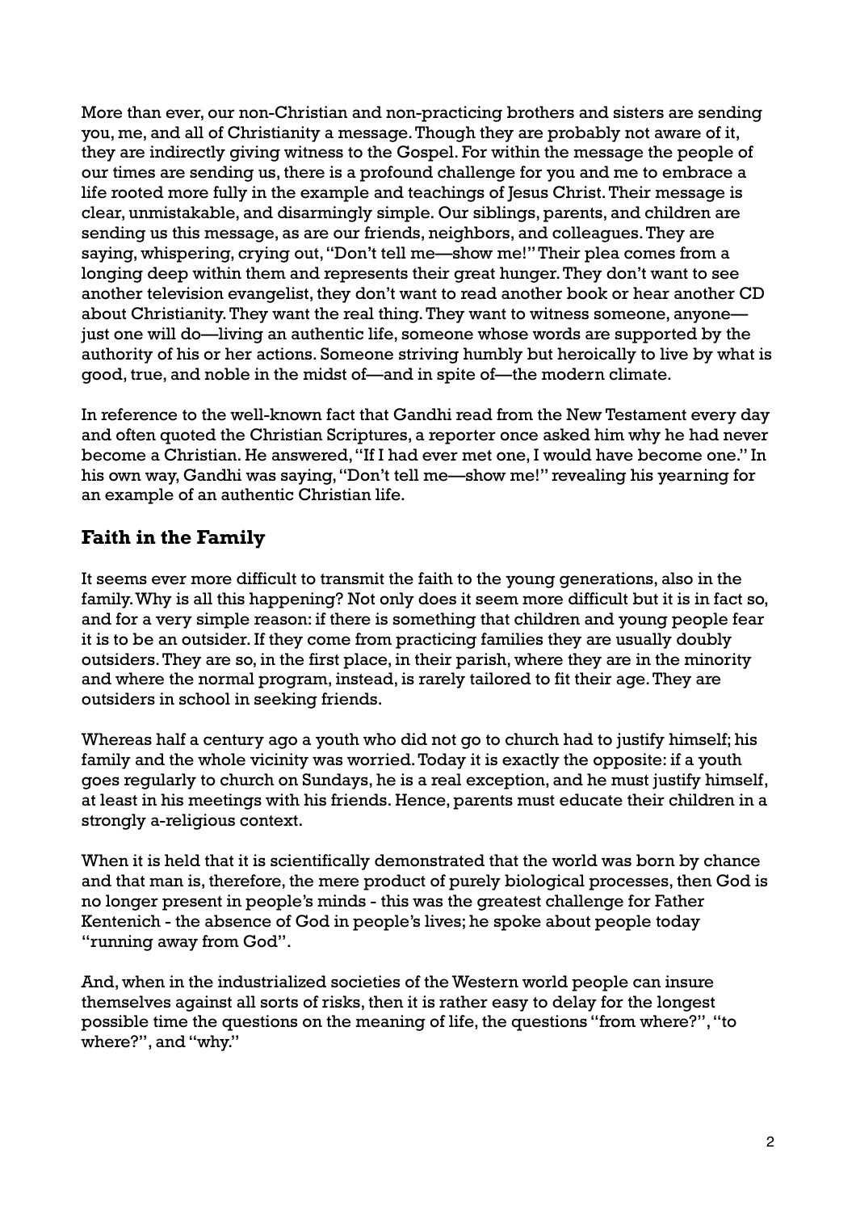More than ever, our non-Christian and non-practicing brothers and sisters are sending you, me, and all of Christianity a message. Though they are probably not aware of it, they are indirectly giving witness to the Gospel. For within the message the people of our times are sending us, there is a profound challenge for you and me to embrace a life rooted more fully in the example and teachings of Jesus Christ. Their message is clear, unmistakable, and disarmingly simple. Our siblings, parents, and children are sending us this message, as are our friends, neighbors, and colleagues. They are saying, whispering, crying out, "Don't tell me—show me!" Their plea comes from a longing deep within them and represents their great hunger. They don't want to see another television evangelist, they don't want to read another book or hear another CD about Christianity. They want the real thing. They want to witness someone, anyone—just one will do—living an authentic life, someone whose words are supported by the authority of his or her actions. Someone striving humbly but heroically to live by what is good, true, and noble in the midst of—and in spite of—the modern climate.

In reference to the well-known fact that Gandhi read from the New Testament every day and often quoted the Christian Scriptures, a reporter once asked him why he had never become a Christian. He answered, "If I had ever met one, I would have become one." In his own way, Gandhi was saying, "Don't tell me—show me!" revealing his yearning for an example of an authentic Christian life.

## Faith in the Family

It seems ever more difficult to transmit the faith to the young generations, also in the family. Why is all this happening? Not only does it seem more difficult but it is in fact so, and for a very simple reason: if there is something that children and young people fear it is to be an outsider. If they come from practicing families they are usually doubly outsiders. They are so, in the first place, in their parish, where they are in the minority and where the normal program, instead, is rarely tailored to fit their age. They are outsiders in school in seeking friends.

Whereas half a century ago a youth who did not go to church had to justify himself; his family and the whole vicinity was worried. Today it is exactly the opposite: if a youth goes regularly to church on Sundays, he is a real exception, and he must justify himself, at least in his meetings with his friends. Hence, parents must educate their children in a strongly a-religious context.

When it is held that it is scientifically demonstrated that the world was born by chance and that man is, therefore, the mere product of purely biological processes, then God is no longer present in people's minds - this was the greatest challenge for Father Kentenich - the absence of God in people's lives; he spoke about people today "running away from God".

And, when in the industrialized societies of the Western world people can insure themselves against all sorts of risks, then it is rather easy to delay for the longest possible time the questions on the meaning of life, the questions "from where?", "to where?", and "why."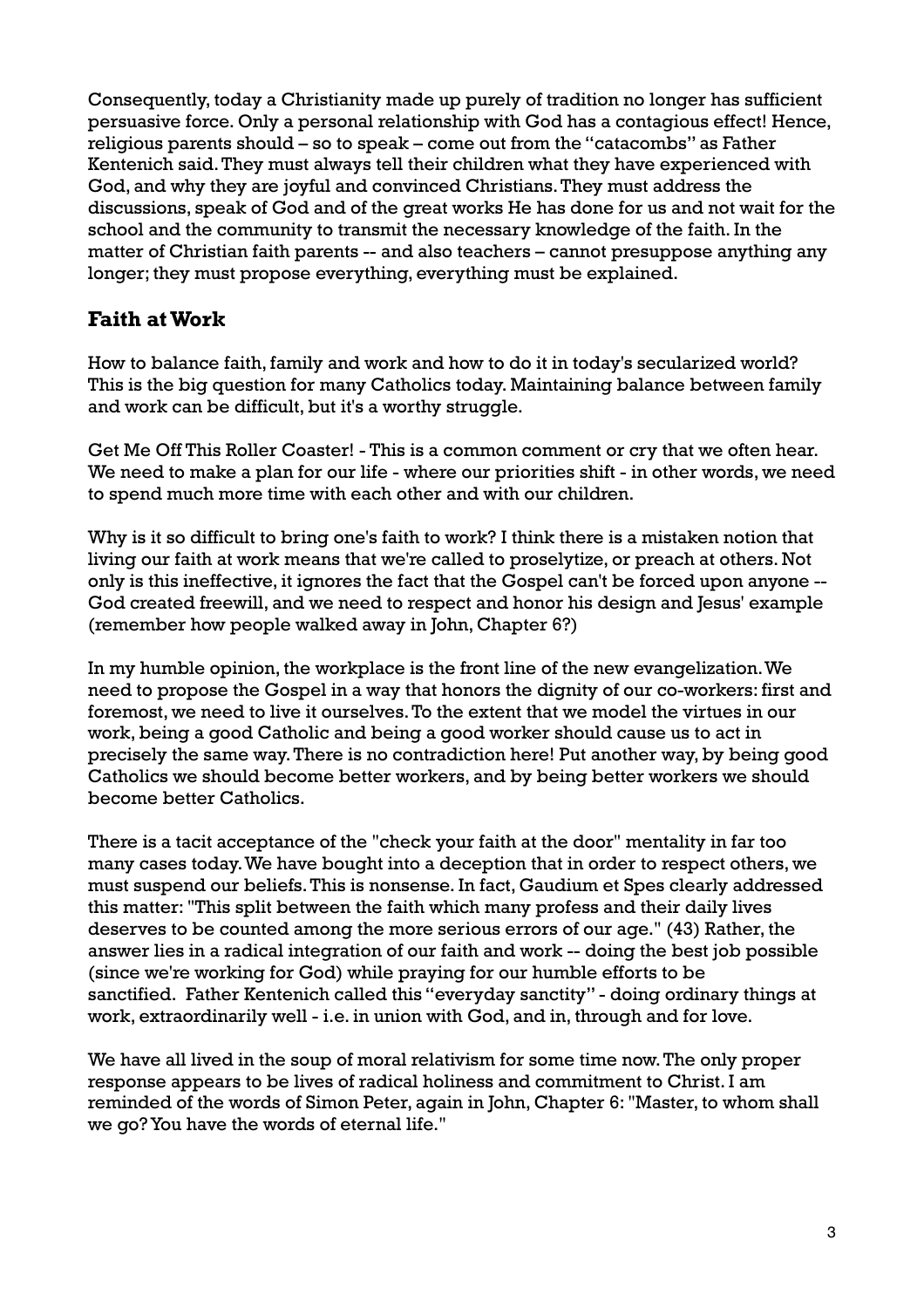Consequently, today a Christianity made up purely of tradition no longer has sufficient persuasive force. Only a personal relationship with God has a contagious effect! Hence, religious parents should – so to speak – come out from the "catacombs" as Father Kentenich said. They must always tell their children what they have experienced with God, and why they are joyful and convinced Christians. They must address the discussions, speak of God and of the great works He has done for us and not wait for the school and the community to transmit the necessary knowledge of the faith. In the matter of Christian faith parents -- and also teachers – cannot presuppose anything any longer; they must propose everything, everything must be explained.

## Faith at Work

How to balance faith, family and work and how to do it in today's secularized world? This is the big question for many Catholics today. Maintaining balance between family and work can be difficult, but it's a worthy struggle.

Get Me Off This Roller Coaster! - This is a common comment or cry that we often hear. We need to make a plan for our life - where our priorities shift - in other words, we need to spend much more time with each other and with our children.

Why is it so difficult to bring one's faith to work? I think there is a mistaken notion that living our faith at work means that we're called to proselytize, or preach at others. Not only is this ineffective, it ignores the fact that the Gospel can't be forced upon anyone -- God created freewill, and we need to respect and honor his design and Jesus' example (remember how people walked away in John, Chapter 6?)

In my humble opinion, the workplace is the front line of the new evangelization. We need to propose the Gospel in a way that honors the dignity of our co-workers: first and foremost, we need to live it ourselves. To the extent that we model the virtues in our work, being a good Catholic and being a good worker should cause us to act in precisely the same way. There is no contradiction here! Put another way, by being good Catholics we should become better workers, and by being better workers we should become better Catholics.

There is a tacit acceptance of the "check your faith at the door" mentality in far too many cases today. We have bought into a deception that in order to respect others, we must suspend our beliefs. This is nonsense. In fact, Gaudium et Spes clearly addressed this matter: "This split between the faith which many profess and their daily lives deserves to be counted among the more serious errors of our age." (43) Rather, the answer lies in a radical integration of our faith and work -- doing the best job possible (since we're working for God) while praying for our humble efforts to be sanctified. Father Kentenich called this "everyday sanctity" - doing ordinary things at work, extraordinarily well - i.e. in union with God, and in, through and for love.

We have all lived in the soup of moral relativism for some time now. The only proper response appears to be lives of radical holiness and commitment to Christ. I am reminded of the words of Simon Peter, again in John, Chapter 6: "Master, to whom shall we go? You have the words of eternal life."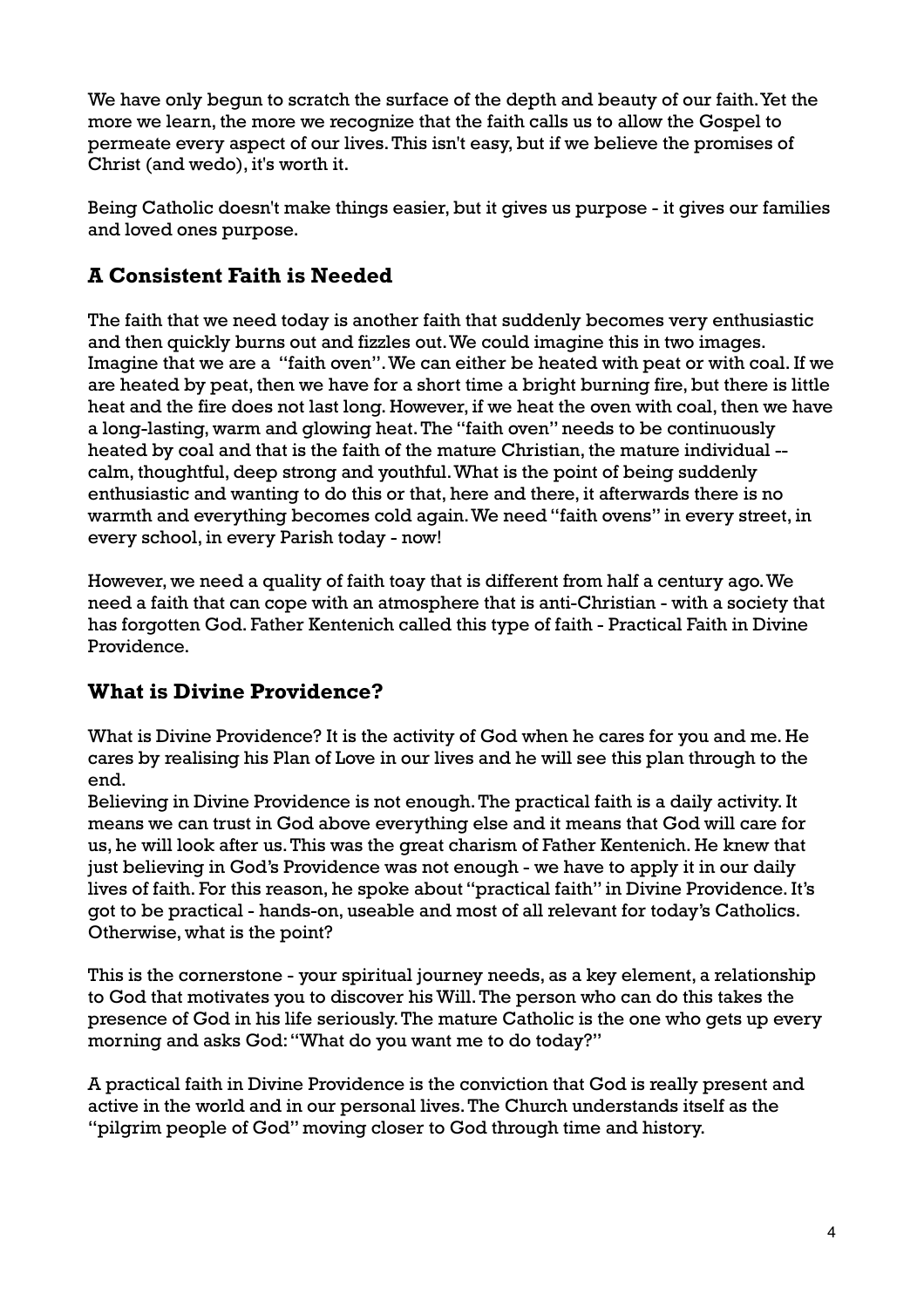We have only begun to scratch the surface of the depth and beauty of our faith. Yet the more we learn, the more we recognize that the faith calls us to allow the Gospel to permeate every aspect of our lives. This isn't easy, but if we believe the promises of Christ (and wedo), it's worth it.

Being Catholic doesn't make things easier, but it gives us purpose - it gives our families and loved ones purpose.

## A Consistent Faith is Needed

The faith that we need today is another faith that suddenly becomes very enthusiastic and then quickly burns out and fizzles out. We could imagine this in two images. Imagine that we are a "faith oven". We can either be heated with peat or with coal. If we are heated by peat, then we have for a short time a bright burning fire, but there is little heat and the fire does not last long. However, if we heat the oven with coal, then we have a long-lasting, warm and glowing heat. The "faith oven" needs to be continuously heated by coal and that is the faith of the mature Christian, the mature individual -- calm, thoughtful, deep strong and youthful. What is the point of being suddenly enthusiastic and wanting to do this or that, here and there, it afterwards there is no warmth and everything becomes cold again. We need "faith ovens" in every street, in every school, in every Parish today - now!

However, we need a quality of faith toay that is different from half a century ago. We need a faith that can cope with an atmosphere that is anti-Christian - with a society that has forgotten God. Father Kentenich called this type of faith - Practical Faith in Divine Providence.

## What is Divine Providence?

What is Divine Providence? It is the activity of God when he cares for you and me. He cares by realising his Plan of Love in our lives and he will see this plan through to the end.

Believing in Divine Providence is not enough. The practical faith is a daily activity. It means we can trust in God above everything else and it means that God will care for us, he will look after us. This was the great charism of Father Kentenich. He knew that just believing in God's Providence was not enough - we have to apply it in our daily lives of faith. For this reason, he spoke about "practical faith" in Divine Providence. It's got to be practical - hands-on, useable and most of all relevant for today's Catholics. Otherwise, what is the point?

This is the cornerstone - your spiritual journey needs, as a key element, a relationship to God that motivates you to discover his Will. The person who can do this takes the presence of God in his life seriously. The mature Catholic is the one who gets up every morning and asks God: "What do you want me to do today?"

A practical faith in Divine Providence is the conviction that God is really present and active in the world and in our personal lives. The Church understands itself as the "pilgrim people of God" moving closer to God through time and history.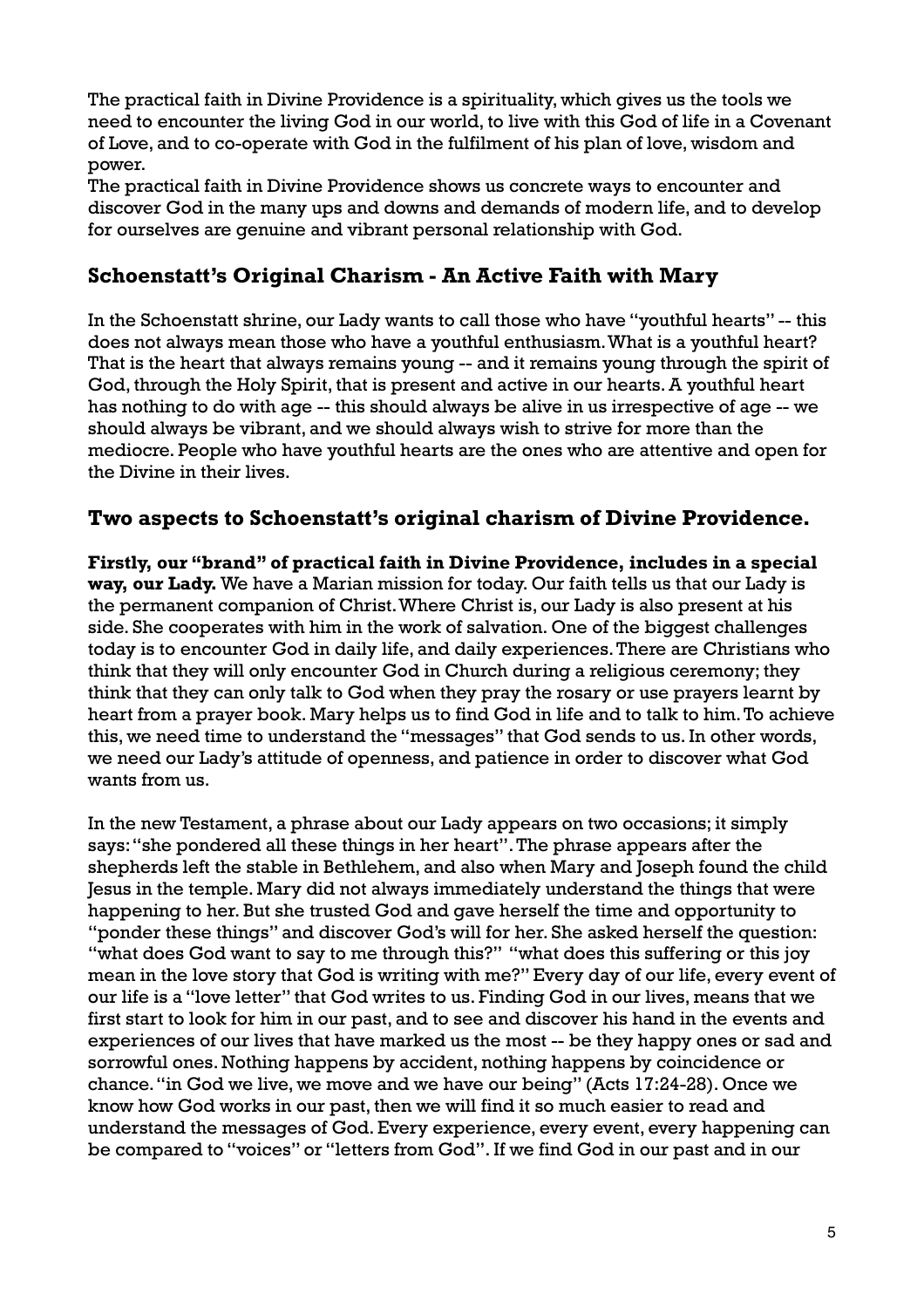The practical faith in Divine Providence is a spirituality, which gives us the tools we need to encounter the living God in our world, to live with this God of life in a Covenant of Love, and to co-operate with God in the fulfilment of his plan of love, wisdom and power.

The practical faith in Divine Providence shows us concrete ways to encounter and discover God in the many ups and downs and demands of modern life, and to develop for ourselves are genuine and vibrant personal relationship with God.

## Schoenstatt's Original Charism - An Active Faith with Mary

In the Schoenstatt shrine, our Lady wants to call those who have "youthful hearts" -- this does not always mean those who have a youthful enthusiasm. What is a youthful heart? That is the heart that always remains young -- and it remains young through the spirit of God, through the Holy Spirit, that is present and active in our hearts. A youthful heart has nothing to do with age -- this should always be alive in us irrespective of age -- we should always be vibrant, and we should always wish to strive for more than the mediocre. People who have youthful hearts are the ones who are attentive and open for the Divine in their lives.

## Two aspects to Schoenstatt's original charism of Divine Providence.

**Firstly, our "brand" of practical faith in Divine Providence, includes in a special way, our Lady.** We have a Marian mission for today. Our faith tells us that our Lady is the permanent companion of Christ. Where Christ is, our Lady is also present at his side. She cooperates with him in the work of salvation. One of the biggest challenges today is to encounter God in daily life, and daily experiences. There are Christians who think that they will only encounter God in Church during a religious ceremony; they think that they can only talk to God when they pray the rosary or use prayers learnt by heart from a prayer book. Mary helps us to find God in life and to talk to him. To achieve this, we need time to understand the "messages" that God sends to us. In other words, we need our Lady's attitude of openness, and patience in order to discover what God wants from us.

In the new Testament, a phrase about our Lady appears on two occasions; it simply says: "she pondered all these things in her heart". The phrase appears after the shepherds left the stable in Bethlehem, and also when Mary and Joseph found the child Jesus in the temple. Mary did not always immediately understand the things that were happening to her. But she trusted God and gave herself the time and opportunity to "ponder these things" and discover God's will for her. She asked herself the question: "what does God want to say to me through this?" "what does this suffering or this joy mean in the love story that God is writing with me?" Every day of our life, every event of our life is a "love letter" that God writes to us. Finding God in our lives, means that we first start to look for him in our past, and to see and discover his hand in the events and experiences of our lives that have marked us the most -- be they happy ones or sad and sorrowful ones. Nothing happens by accident, nothing happens by coincidence or chance. "in God we live, we move and we have our being" (Acts 17:24-28). Once we know how God works in our past, then we will find it so much easier to read and understand the messages of God. Every experience, every event, every happening can be compared to "voices" or "letters from God". If we find God in our past and in our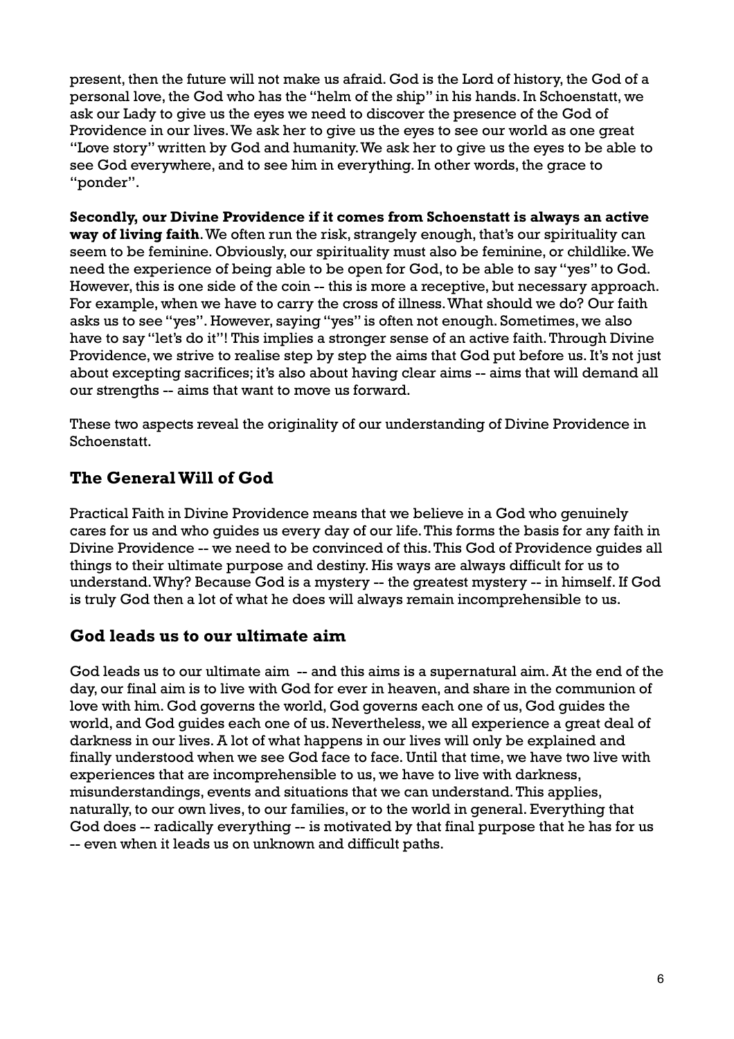present, then the future will not make us afraid. God is the Lord of history, the God of a personal love, the God who has the "helm of the ship" in his hands. In Schoenstatt, we ask our Lady to give us the eyes we need to discover the presence of the God of Providence in our lives. We ask her to give us the eyes to see our world as one great "Love story" written by God and humanity. We ask her to give us the eyes to be able to see God everywhere, and to see him in everything. In other words, the grace to "ponder".

**Secondly, our Divine Providence if it comes from Schoenstatt is always an active way of living faith**. We often run the risk, strangely enough, that's our spirituality can seem to be feminine. Obviously, our spirituality must also be feminine, or childlike. We need the experience of being able to be open for God, to be able to say "yes" to God. However, this is one side of the coin -- this is more a receptive, but necessary approach. For example, when we have to carry the cross of illness. What should we do? Our faith asks us to see "yes". However, saying "yes" is often not enough. Sometimes, we also have to say "let's do it"! This implies a stronger sense of an active faith. Through Divine Providence, we strive to realise step by step the aims that God put before us. It's not just about excepting sacrifices; it's also about having clear aims -- aims that will demand all our strengths -- aims that want to move us forward.

These two aspects reveal the originality of our understanding of Divine Providence in Schoenstatt.

## The General Will of God

Practical Faith in Divine Providence means that we believe in a God who genuinely cares for us and who guides us every day of our life. This forms the basis for any faith in Divine Providence -- we need to be convinced of this. This God of Providence guides all things to their ultimate purpose and destiny. His ways are always difficult for us to understand. Why? Because God is a mystery -- the greatest mystery -- in himself. If God is truly God then a lot of what he does will always remain incomprehensible to us.

## God leads us to our ultimate aim

God leads us to our ultimate aim -- and this aims is a supernatural aim. At the end of the day, our final aim is to live with God for ever in heaven, and share in the communion of love with him. God governs the world, God governs each one of us, God guides the world, and God guides each one of us. Nevertheless, we all experience a great deal of darkness in our lives. A lot of what happens in our lives will only be explained and finally understood when we see God face to face. Until that time, we have two live with experiences that are incomprehensible to us, we have to live with darkness, misunderstandings, events and situations that we can understand. This applies, naturally, to our own lives, to our families, or to the world in general. Everything that God does -- radically everything -- is motivated by that final purpose that he has for us -- even when it leads us on unknown and difficult paths.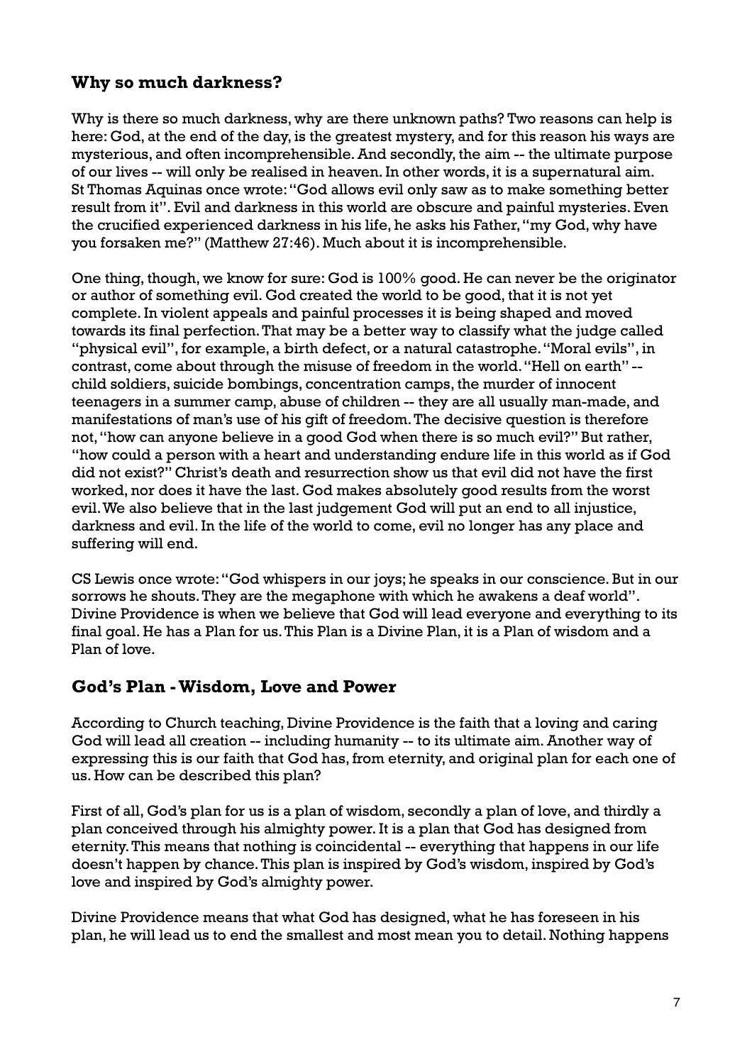## Why so much darkness?

Why is there so much darkness, why are there unknown paths? Two reasons can help is here: God, at the end of the day, is the greatest mystery, and for this reason his ways are mysterious, and often incomprehensible. And secondly, the aim -- the ultimate purpose of our lives -- will only be realised in heaven. In other words, it is a supernatural aim. St Thomas Aquinas once wrote: "God allows evil only saw as to make something better result from it". Evil and darkness in this world are obscure and painful mysteries. Even the crucified experienced darkness in his life, he asks his Father, "my God, why have you forsaken me?" (Matthew 27:46). Much about it is incomprehensible.

One thing, though, we know for sure: God is 100% good. He can never be the originator or author of something evil. God created the world to be good, that it is not yet complete. In violent appeals and painful processes it is being shaped and moved towards its final perfection. That may be a better way to classify what the judge called "physical evil", for example, a birth defect, or a natural catastrophe. "Moral evils", in contrast, come about through the misuse of freedom in the world. "Hell on earth" -- child soldiers, suicide bombings, concentration camps, the murder of innocent teenagers in a summer camp, abuse of children -- they are all usually man-made, and manifestations of man's use of his gift of freedom. The decisive question is therefore not, "how can anyone believe in a good God when there is so much evil?" But rather, "how could a person with a heart and understanding endure life in this world as if God did not exist?" Christ's death and resurrection show us that evil did not have the first worked, nor does it have the last. God makes absolutely good results from the worst evil. We also believe that in the last judgement God will put an end to all injustice, darkness and evil. In the life of the world to come, evil no longer has any place and suffering will end.

CS Lewis once wrote: "God whispers in our joys; he speaks in our conscience. But in our sorrows he shouts. They are the megaphone with which he awakens a deaf world". Divine Providence is when we believe that God will lead everyone and everything to its final goal. He has a Plan for us. This Plan is a Divine Plan, it is a Plan of wisdom and a Plan of love.

## God's Plan - Wisdom, Love and Power

According to Church teaching, Divine Providence is the faith that a loving and caring God will lead all creation -- including humanity -- to its ultimate aim. Another way of expressing this is our faith that God has, from eternity, and original plan for each one of us. How can be described this plan?

First of all, God's plan for us is a plan of wisdom, secondly a plan of love, and thirdly a plan conceived through his almighty power. It is a plan that God has designed from eternity. This means that nothing is coincidental -- everything that happens in our life doesn't happen by chance. This plan is inspired by God's wisdom, inspired by God's love and inspired by God's almighty power.

Divine Providence means that what God has designed, what he has foreseen in his plan, he will lead us to end the smallest and most mean you to detail. Nothing happens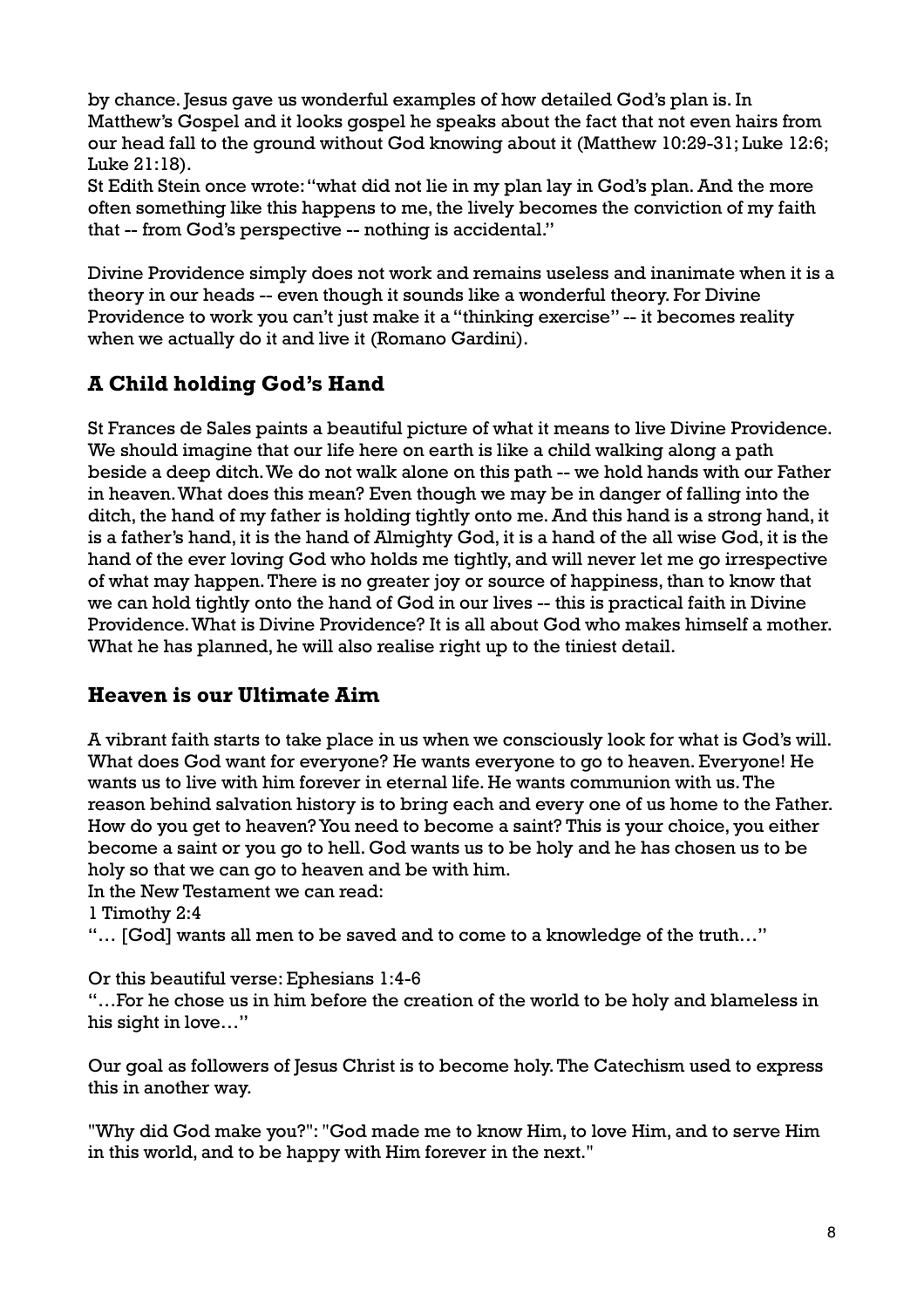by chance. Jesus gave us wonderful examples of how detailed God's plan is. In Matthew's Gospel and it looks gospel he speaks about the fact that not even hairs from our head fall to the ground without God knowing about it (Matthew 10:29-31; Luke 12:6; Luke 21:18).

St Edith Stein once wrote: "what did not lie in my plan lay in God's plan. And the more often something like this happens to me, the lively becomes the conviction of my faith that -- from God's perspective -- nothing is accidental."

Divine Providence simply does not work and remains useless and inanimate when it is a theory in our heads -- even though it sounds like a wonderful theory. For Divine Providence to work you can't just make it a "thinking exercise" -- it becomes reality when we actually do it and live it (Romano Gardini).

## A Child holding God's Hand

St Frances de Sales paints a beautiful picture of what it means to live Divine Providence. We should imagine that our life here on earth is like a child walking along a path beside a deep ditch. We do not walk alone on this path -- we hold hands with our Father in heaven. What does this mean? Even though we may be in danger of falling into the ditch, the hand of my father is holding tightly onto me. And this hand is a strong hand, it is a father's hand, it is the hand of Almighty God, it is a hand of the all wise God, it is the hand of the ever loving God who holds me tightly, and will never let me go irrespective of what may happen. There is no greater joy or source of happiness, than to know that we can hold tightly onto the hand of God in our lives -- this is practical faith in Divine Providence. What is Divine Providence? It is all about God who makes himself a mother. What he has planned, he will also realise right up to the tiniest detail.

## Heaven is our Ultimate Aim

A vibrant faith starts to take place in us when we consciously look for what is God's will. What does God want for everyone? He wants everyone to go to heaven. Everyone! He wants us to live with him forever in eternal life. He wants communion with us. The reason behind salvation history is to bring each and every one of us home to the Father. How do you get to heaven? You need to become a saint? This is your choice, you either become a saint or you go to hell. God wants us to be holy and he has chosen us to be holy so that we can go to heaven and be with him.

In the New Testament we can read:

1 Timothy 2:4

"… [God] wants all men to be saved and to come to a knowledge of the truth…"

Or this beautiful verse: Ephesians 1:4-6

"…For he chose us in him before the creation of the world to be holy and blameless in his sight in love…"

Our goal as followers of Jesus Christ is to become holy. The Catechism used to express this in another way.

"Why did God make you?": "God made me to know Him, to love Him, and to serve Him in this world, and to be happy with Him forever in the next."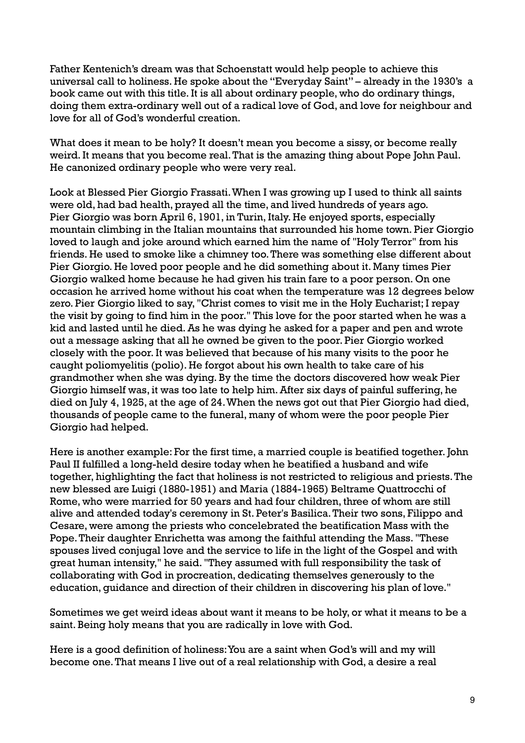Father Kentenich's dream was that Schoenstatt would help people to achieve this universal call to holiness. He spoke about the "Everyday Saint" – already in the 1930's a book came out with this title. It is all about ordinary people, who do ordinary things, doing them extra-ordinary well out of a radical love of God, and love for neighbour and love for all of God's wonderful creation.

What does it mean to be holy? It doesn't mean you become a sissy, or become really weird. It means that you become real. That is the amazing thing about Pope John Paul. He canonized ordinary people who were very real.

Look at Blessed Pier Giorgio Frassati. When I was growing up I used to think all saints were old, had bad health, prayed all the time, and lived hundreds of years ago. Pier Giorgio was born April 6, 1901, in Turin, Italy. He enjoyed sports, especially mountain climbing in the Italian mountains that surrounded his home town. Pier Giorgio loved to laugh and joke around which earned him the name of "Holy Terror" from his friends. He used to smoke like a chimney too. There was something else different about Pier Giorgio. He loved poor people and he did something about it. Many times Pier Giorgio walked home because he had given his train fare to a poor person. On one occasion he arrived home without his coat when the temperature was 12 degrees below zero. Pier Giorgio liked to say, "Christ comes to visit me in the Holy Eucharist; I repay the visit by going to find him in the poor." This love for the poor started when he was a kid and lasted until he died. As he was dying he asked for a paper and pen and wrote out a message asking that all he owned be given to the poor. Pier Giorgio worked closely with the poor. It was believed that because of his many visits to the poor he caught poliomyelitis (polio). He forgot about his own health to take care of his grandmother when she was dying. By the time the doctors discovered how weak Pier Giorgio himself was, it was too late to help him. After six days of painful suffering, he died on July 4, 1925, at the age of 24. When the news got out that Pier Giorgio had died, thousands of people came to the funeral, many of whom were the poor people Pier Giorgio had helped.

Here is another example: For the first time, a married couple is beatified together. John Paul II fulfilled a long-held desire today when he beatified a husband and wife together, highlighting the fact that holiness is not restricted to religious and priests. The new blessed are Luigi (1880-1951) and Maria (1884-1965) Beltrame Quattrocchi of Rome, who were married for 50 years and had four children, three of whom are still alive and attended today's ceremony in St. Peter's Basilica. Their two sons, Filippo and Cesare, were among the priests who concelebrated the beatification Mass with the Pope. Their daughter Enrichetta was among the faithful attending the Mass. "These spouses lived conjugal love and the service to life in the light of the Gospel and with great human intensity," he said. "They assumed with full responsibility the task of collaborating with God in procreation, dedicating themselves generously to the education, guidance and direction of their children in discovering his plan of love."

Sometimes we get weird ideas about want it means to be holy, or what it means to be a saint. Being holy means that you are radically in love with God.

Here is a good definition of holiness: You are a saint when God's will and my will become one. That means I live out of a real relationship with God, a desire a real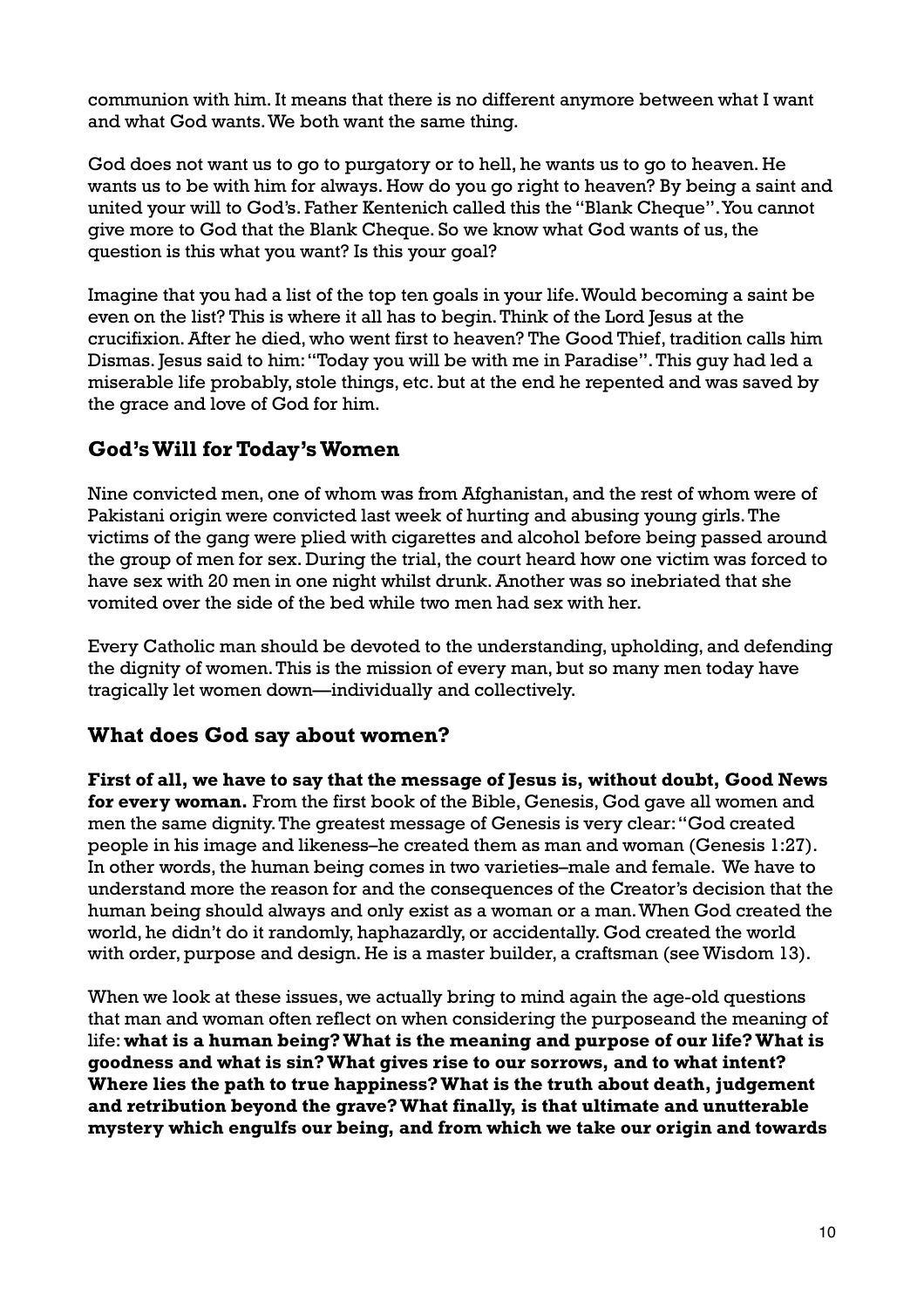communion with him. It means that there is no different anymore between what I want and what God wants. We both want the same thing.

God does not want us to go to purgatory or to hell, he wants us to go to heaven. He wants us to be with him for always. How do you go right to heaven? By being a saint and united your will to God's. Father Kentenich called this the "Blank Cheque". You cannot give more to God that the Blank Cheque. So we know what God wants of us, the question is this what you want? Is this your goal?

Imagine that you had a list of the top ten goals in your life. Would becoming a saint be even on the list? This is where it all has to begin. Think of the Lord Jesus at the crucifixion. After he died, who went first to heaven? The Good Thief, tradition calls him Dismas. Jesus said to him: "Today you will be with me in Paradise". This guy had led a miserable life probably, stole things, etc. but at the end he repented and was saved by the grace and love of God for him.

## God's Will for Today's Women

Nine convicted men, one of whom was from Afghanistan, and the rest of whom were of Pakistani origin were convicted last week of hurting and abusing young girls. The victims of the gang were plied with cigarettes and alcohol before being passed around the group of men for sex. During the trial, the court heard how one victim was forced to have sex with 20 men in one night whilst drunk. Another was so inebriated that she vomited over the side of the bed while two men had sex with her.

Every Catholic man should be devoted to the understanding, upholding, and defending the dignity of women. This is the mission of every man, but so many men today have tragically let women down—individually and collectively.

## What does God say about women?

**First of all, we have to say that the message of Jesus is, without doubt, Good News for every woman.** From the first book of the Bible, Genesis, God gave all women and men the same dignity. The greatest message of Genesis is very clear: "God created people in his image and likeness–he created them as man and woman (Genesis 1:27). In other words, the human being comes in two varieties–male and female. We have to understand more the reason for and the consequences of the Creator's decision that the human being should always and only exist as a woman or a man. When God created the world, he didn't do it randomly, haphazardly, or accidentally. God created the world with order, purpose and design. He is a master builder, a craftsman (see Wisdom 13).

When we look at these issues, we actually bring to mind again the age-old questions that man and woman often reflect on when considering the purposeand the meaning of life: **what is a human being? What is the meaning and purpose of our life? What is goodness and what is sin? What gives rise to our sorrows, and to what intent? Where lies the path to true happiness? What is the truth about death, judgement and retribution beyond the grave? What finally, is that ultimate and unutterable mystery which engulfs our being, and from which we take our origin and towards**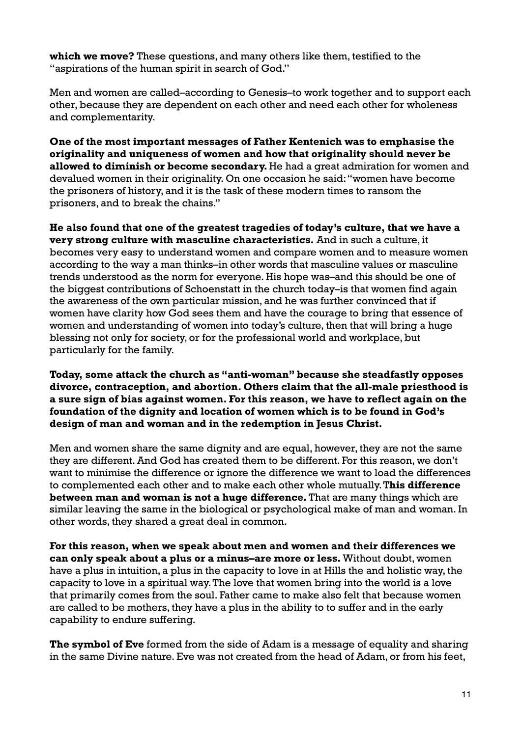**which we move?** These questions, and many others like them, testified to the "aspirations of the human spirit in search of God."

Men and women are called–according to Genesis–to work together and to support each other, because they are dependent on each other and need each other for wholeness and complementarity.

**One of the most important messages of Father Kentenich was to emphasise the originality and uniqueness of women and how that originality should never be allowed to diminish or become secondary.** He had a great admiration for women and devalued women in their originality. On one occasion he said: "women have become the prisoners of history, and it is the task of these modern times to ransom the prisoners, and to break the chains."

**He also found that one of the greatest tragedies of today's culture, that we have a very strong culture with masculine characteristics.** And in such a culture, it becomes very easy to understand women and compare women and to measure women according to the way a man thinks–in other words that masculine values or masculine trends understood as the norm for everyone. His hope was–and this should be one of the biggest contributions of Schoenstatt in the church today–is that women find again the awareness of the own particular mission, and he was further convinced that if women have clarity how God sees them and have the courage to bring that essence of women and understanding of women into today's culture, then that will bring a huge blessing not only for society, or for the professional world and workplace, but particularly for the family.

**Today, some attack the church as "anti-woman" because she steadfastly opposes divorce, contraception, and abortion. Others claim that the all-male priesthood is a sure sign of bias against women. For this reason, we have to reflect again on the foundation of the dignity and location of women which is to be found in God's design of man and woman and in the redemption in Jesus Christ.**

Men and women share the same dignity and are equal, however, they are not the same they are different. And God has created them to be different. For this reason, we don't want to minimise the difference or ignore the difference we want to load the differences to complemented each other and to make each other whole mutually. T**his difference between man and woman is not a huge difference.** That are many things which are similar leaving the same in the biological or psychological make of man and woman. In other words, they shared a great deal in common.

**For this reason, when we speak about men and women and their differences we can only speak about a plus or a minus–are more or less.** Without doubt, women have a plus in intuition, a plus in the capacity to love in at Hills the and holistic way, the capacity to love in a spiritual way. The love that women bring into the world is a love that primarily comes from the soul. Father came to make also felt that because women are called to be mothers, they have a plus in the ability to to suffer and in the early capability to endure suffering.

**The symbol of Eve** formed from the side of Adam is a message of equality and sharing in the same Divine nature. Eve was not created from the head of Adam, or from his feet,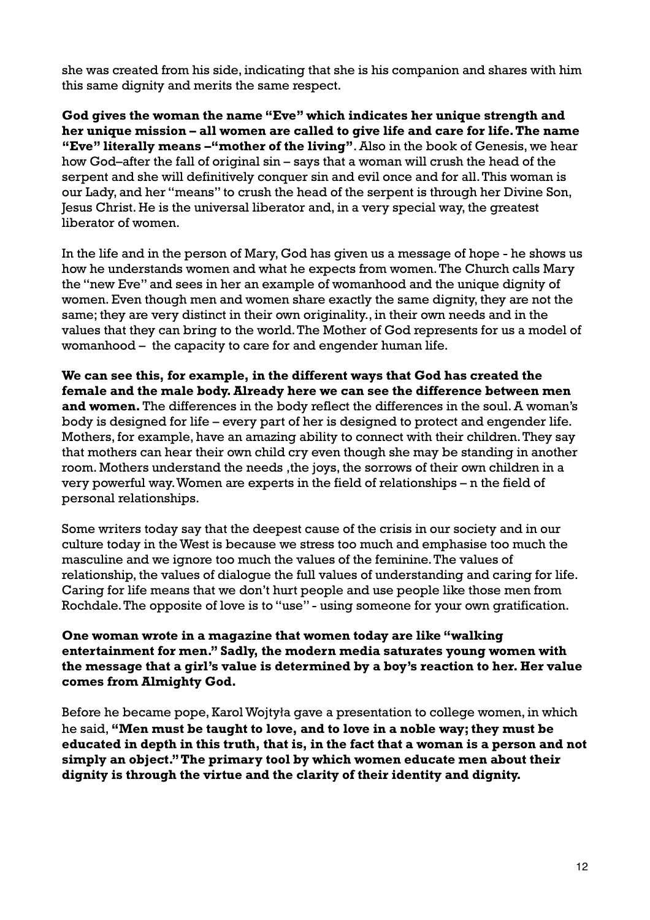she was created from his side, indicating that she is his companion and shares with him this same dignity and merits the same respect.

**God gives the woman the name "Eve" which indicates her unique strength and her unique mission – all women are called to give life and care for life. The name "Eve" literally means –"mother of the living".** Also in the book of Genesis, we hear how God–after the fall of original sin – says that a woman will crush the head of the serpent and she will definitively conquer sin and evil once and for all. This woman is our Lady, and her "means" to crush the head of the serpent is through her Divine Son, Jesus Christ. He is the universal liberator and, in a very special way, the greatest liberator of women.

In the life and in the person of Mary, God has given us a message of hope - he shows us how he understands women and what he expects from women. The Church calls Mary the "new Eve" and sees in her an example of womanhood and the unique dignity of women. Even though men and women share exactly the same dignity, they are not the same; they are very distinct in their own originality., in their own needs and in the values that they can bring to the world. The Mother of God represents for us a model of womanhood – the capacity to care for and engender human life.

**We can see this, for example, in the different ways that God has created the female and the male body. Already here we can see the difference between men and women.** The differences in the body reflect the differences in the soul. A woman's body is designed for life – every part of her is designed to protect and engender life. Mothers, for example, have an amazing ability to connect with their children. They say that mothers can hear their own child cry even though she may be standing in another room. Mothers understand the needs ,the joys, the sorrows of their own children in a very powerful way. Women are experts in the field of relationships – n the field of personal relationships.

Some writers today say that the deepest cause of the crisis in our society and in our culture today in the West is because we stress too much and emphasise too much the masculine and we ignore too much the values of the feminine. The values of relationship, the values of dialogue the full values of understanding and caring for life. Caring for life means that we don't hurt people and use people like those men from Rochdale. The opposite of love is to "use" - using someone for your own gratification.

**One woman wrote in a magazine that women today are like "walking entertainment for men." Sadly, the modern media saturates young women with the message that a girl's value is determined by a boy's reaction to her. Her value comes from Almighty God.**

Before he became pope, Karol Wojtyła gave a presentation to college women, in which he said, **"Men must be taught to love, and to love in a noble way; they must be educated in depth in this truth, that is, in the fact that a woman is a person and not simply an object." The primary tool by which women educate men about their dignity is through the virtue and the clarity of their identity and dignity.**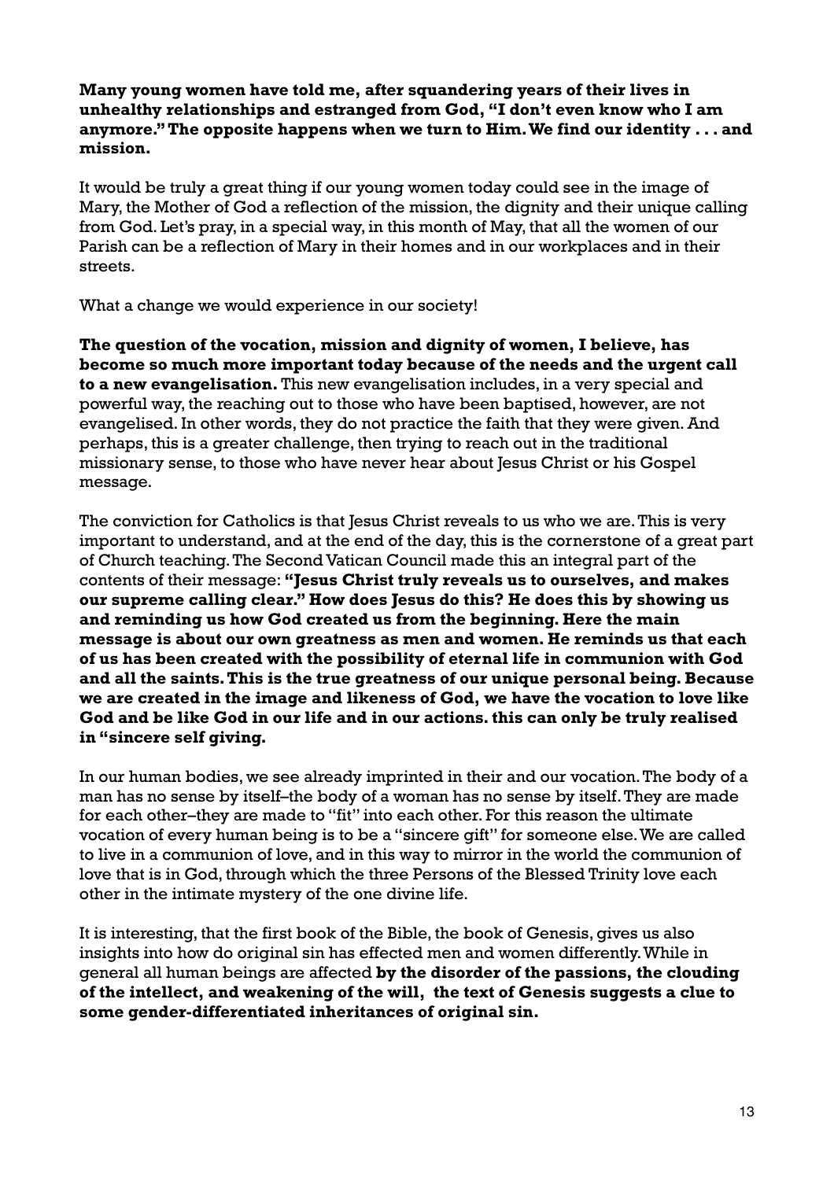**Many young women have told me, after squandering years of their lives in unhealthy relationships and estranged from God, "I don't even know who I am anymore." The opposite happens when we turn to Him. We find our identity . . . and mission.**

It would be truly a great thing if our young women today could see in the image of Mary, the Mother of God a reflection of the mission, the dignity and their unique calling from God. Let's pray, in a special way, in this month of May, that all the women of our Parish can be a reflection of Mary in their homes and in our workplaces and in their streets.

What a change we would experience in our society!

**The question of the vocation, mission and dignity of women, I believe, has become so much more important today because of the needs and the urgent call to a new evangelisation.** This new evangelisation includes, in a very special and powerful way, the reaching out to those who have been baptised, however, are not evangelised. In other words, they do not practice the faith that they were given. And perhaps, this is a greater challenge, then trying to reach out in the traditional missionary sense, to those who have never hear about Jesus Christ or his Gospel message.

The conviction for Catholics is that Jesus Christ reveals to us who we are. This is very important to understand, and at the end of the day, this is the cornerstone of a great part of Church teaching. The Second Vatican Council made this an integral part of the contents of their message: **"Jesus Christ truly reveals us to ourselves, and makes our supreme calling clear." How does Jesus do this? He does this by showing us and reminding us how God created us from the beginning. Here the main message is about our own greatness as men and women. He reminds us that each of us has been created with the possibility of eternal life in communion with God and all the saints. This is the true greatness of our unique personal being. Because we are created in the image and likeness of God, we have the vocation to love like God and be like God in our life and in our actions. this can only be truly realised in "sincere self giving.**

In our human bodies, we see already imprinted in their and our vocation. The body of a man has no sense by itself–the body of a woman has no sense by itself. They are made for each other–they are made to "fit" into each other. For this reason the ultimate vocation of every human being is to be a "sincere gift" for someone else. We are called to live in a communion of love, and in this way to mirror in the world the communion of love that is in God, through which the three Persons of the Blessed Trinity love each other in the intimate mystery of the one divine life.

It is interesting, that the first book of the Bible, the book of Genesis, gives us also insights into how do original sin has effected men and women differently. While in general all human beings are affected **by the disorder of the passions, the clouding of the intellect, and weakening of the will, the text of Genesis suggests a clue to some gender-differentiated inheritances of original sin.**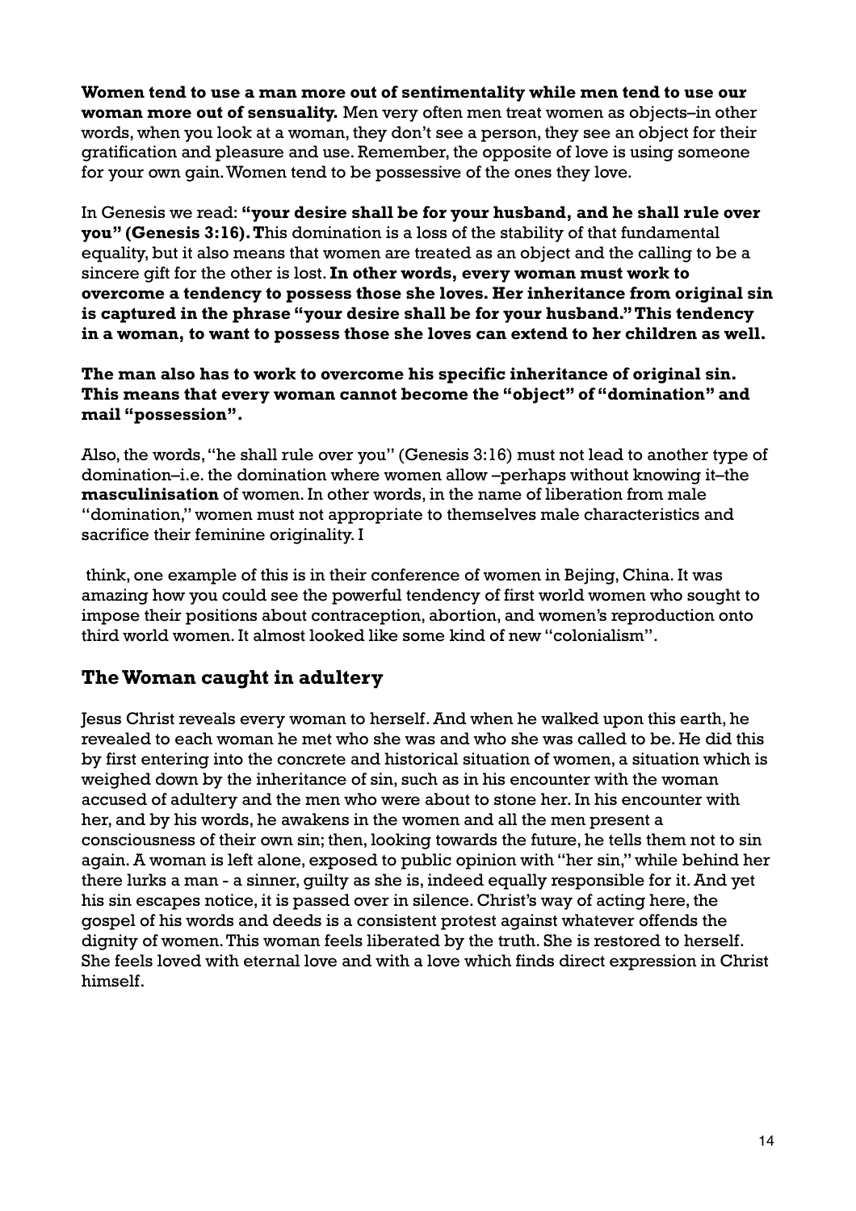**Women tend to use a man more out of sentimentality while men tend to use our woman more out of sensuality.** Men very often men treat women as objects–in other words, when you look at a woman, they don't see a person, they see an object for their gratification and pleasure and use. Remember, the opposite of love is using someone for your own gain. Women tend to be possessive of the ones they love.

In Genesis we read: **"your desire shall be for your husband, and he shall rule over you" (Genesis 3:16). T**his domination is a loss of the stability of that fundamental equality, but it also means that women are treated as an object and the calling to be a sincere gift for the other is lost. **In other words, every woman must work to overcome a tendency to possess those she loves. Her inheritance from original sin is captured in the phrase "your desire shall be for your husband." This tendency in a woman, to want to possess those she loves can extend to her children as well.**

**The man also has to work to overcome his specific inheritance of original sin. This means that every woman cannot become the "object" of "domination" and mail "possession".**

Also, the words, "he shall rule over you" (Genesis 3:16) must not lead to another type of domination–i.e. the domination where women allow –perhaps without knowing it–the **masculinisation** of women. In other words, in the name of liberation from male "domination," women must not appropriate to themselves male characteristics and sacrifice their feminine originality. I

think, one example of this is in their conference of women in Bejing, China. It was amazing how you could see the powerful tendency of first world women who sought to impose their positions about contraception, abortion, and women's reproduction onto third world women. It almost looked like some kind of new "colonialism".

## The Woman caught in adultery

Jesus Christ reveals every woman to herself. And when he walked upon this earth, he revealed to each woman he met who she was and who she was called to be. He did this by first entering into the concrete and historical situation of women, a situation which is weighed down by the inheritance of sin, such as in his encounter with the woman accused of adultery and the men who were about to stone her. In his encounter with her, and by his words, he awakens in the women and all the men present a consciousness of their own sin; then, looking towards the future, he tells them not to sin again. A woman is left alone, exposed to public opinion with "her sin," while behind her there lurks a man - a sinner, guilty as she is, indeed equally responsible for it. And yet his sin escapes notice, it is passed over in silence. Christ's way of acting here, the gospel of his words and deeds is a consistent protest against whatever offends the dignity of women. This woman feels liberated by the truth. She is restored to herself. She feels loved with eternal love and with a love which finds direct expression in Christ himself.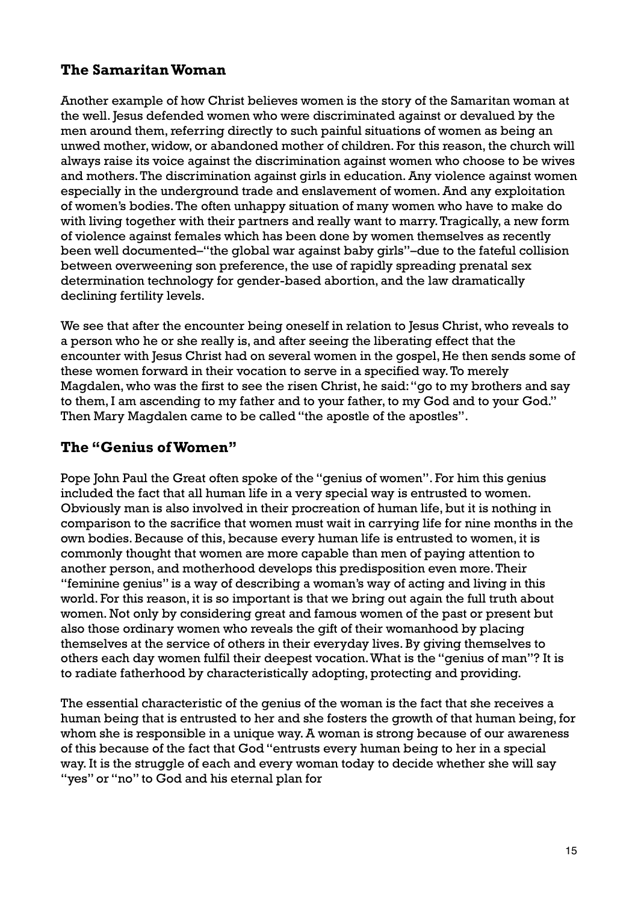## The Samaritan Woman

Another example of how Christ believes women is the story of the Samaritan woman at the well. Jesus defended women who were discriminated against or devalued by the men around them, referring directly to such painful situations of women as being an unwed mother, widow, or abandoned mother of children. For this reason, the church will always raise its voice against the discrimination against women who choose to be wives and mothers. The discrimination against girls in education. Any violence against women especially in the underground trade and enslavement of women. And any exploitation of women's bodies. The often unhappy situation of many women who have to make do with living together with their partners and really want to marry. Tragically, a new form of violence against females which has been done by women themselves as recently been well documented–"the global war against baby girls"–due to the fateful collision between overweening son preference, the use of rapidly spreading prenatal sex determination technology for gender-based abortion, and the law dramatically declining fertility levels.

We see that after the encounter being oneself in relation to Jesus Christ, who reveals to a person who he or she really is, and after seeing the liberating effect that the encounter with Jesus Christ had on several women in the gospel, He then sends some of these women forward in their vocation to serve in a specified way. To merely Magdalen, who was the first to see the risen Christ, he said: "go to my brothers and say to them, I am ascending to my father and to your father, to my God and to your God." Then Mary Magdalen came to be called "the apostle of the apostles".

## The "Genius of Women"

Pope John Paul the Great often spoke of the "genius of women". For him this genius included the fact that all human life in a very special way is entrusted to women. Obviously man is also involved in their procreation of human life, but it is nothing in comparison to the sacrifice that women must wait in carrying life for nine months in the own bodies. Because of this, because every human life is entrusted to women, it is commonly thought that women are more capable than men of paying attention to another person, and motherhood develops this predisposition even more. Their "feminine genius" is a way of describing a woman's way of acting and living in this world. For this reason, it is so important is that we bring out again the full truth about women. Not only by considering great and famous women of the past or present but also those ordinary women who reveals the gift of their womanhood by placing themselves at the service of others in their everyday lives. By giving themselves to others each day women fulfil their deepest vocation. What is the "genius of man"? It is to radiate fatherhood by characteristically adopting, protecting and providing.

The essential characteristic of the genius of the woman is the fact that she receives a human being that is entrusted to her and she fosters the growth of that human being, for whom she is responsible in a unique way. A woman is strong because of our awareness of this because of the fact that God "entrusts every human being to her in a special way. It is the struggle of each and every woman today to decide whether she will say "yes" or "no" to God and his eternal plan for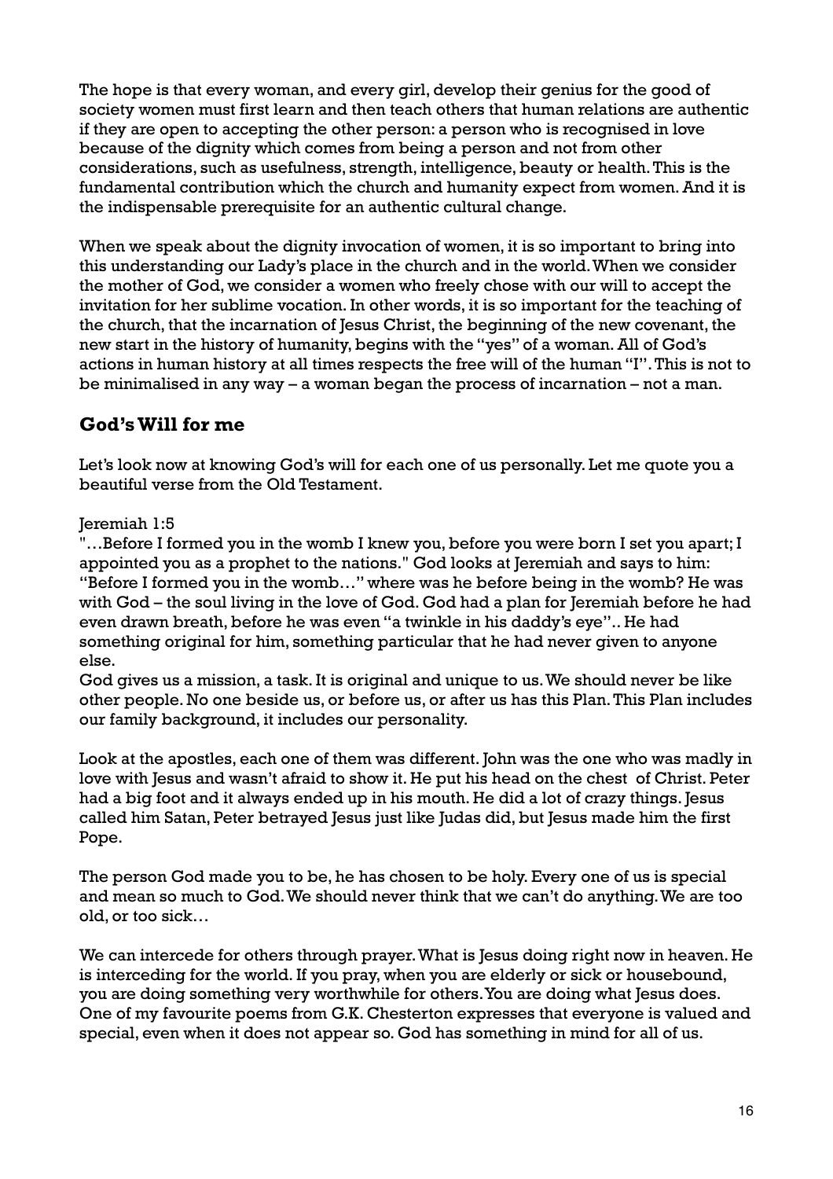The hope is that every woman, and every girl, develop their genius for the good of society women must first learn and then teach others that human relations are authentic if they are open to accepting the other person: a person who is recognised in love because of the dignity which comes from being a person and not from other considerations, such as usefulness, strength, intelligence, beauty or health. This is the fundamental contribution which the church and humanity expect from women. And it is the indispensable prerequisite for an authentic cultural change.

When we speak about the dignity invocation of women, it is so important to bring into this understanding our Lady's place in the church and in the world. When we consider the mother of God, we consider a women who freely chose with our will to accept the invitation for her sublime vocation. In other words, it is so important for the teaching of the church, that the incarnation of Jesus Christ, the beginning of the new covenant, the new start in the history of humanity, begins with the "yes" of a woman. All of God's actions in human history at all times respects the free will of the human "I". This is not to be minimalised in any way – a woman began the process of incarnation – not a man.

## God's Will for me

Let's look now at knowing God's will for each one of us personally. Let me quote you a beautiful verse from the Old Testament.

Jeremiah 1:5
"…Before I formed you in the womb I knew you, before you were born I set you apart; I appointed you as a prophet to the nations." God looks at Jeremiah and says to him: "Before I formed you in the womb…" where was he before being in the womb? He was with God – the soul living in the love of God. God had a plan for Jeremiah before he had even drawn breath, before he was even "a twinkle in his daddy's eye".. He had something original for him, something particular that he had never given to anyone else.
God gives us a mission, a task. It is original and unique to us. We should never be like other people. No one beside us, or before us, or after us has this Plan. This Plan includes our family background, it includes our personality.

Look at the apostles, each one of them was different. John was the one who was madly in love with Jesus and wasn't afraid to show it. He put his head on the chest of Christ. Peter had a big foot and it always ended up in his mouth. He did a lot of crazy things. Jesus called him Satan, Peter betrayed Jesus just like Judas did, but Jesus made him the first Pope.

The person God made you to be, he has chosen to be holy. Every one of us is special and mean so much to God. We should never think that we can't do anything. We are too old, or too sick…

We can intercede for others through prayer. What is Jesus doing right now in heaven. He is interceding for the world. If you pray, when you are elderly or sick or housebound, you are doing something very worthwhile for others. You are doing what Jesus does. One of my favourite poems from G.K. Chesterton expresses that everyone is valued and special, even when it does not appear so. God has something in mind for all of us.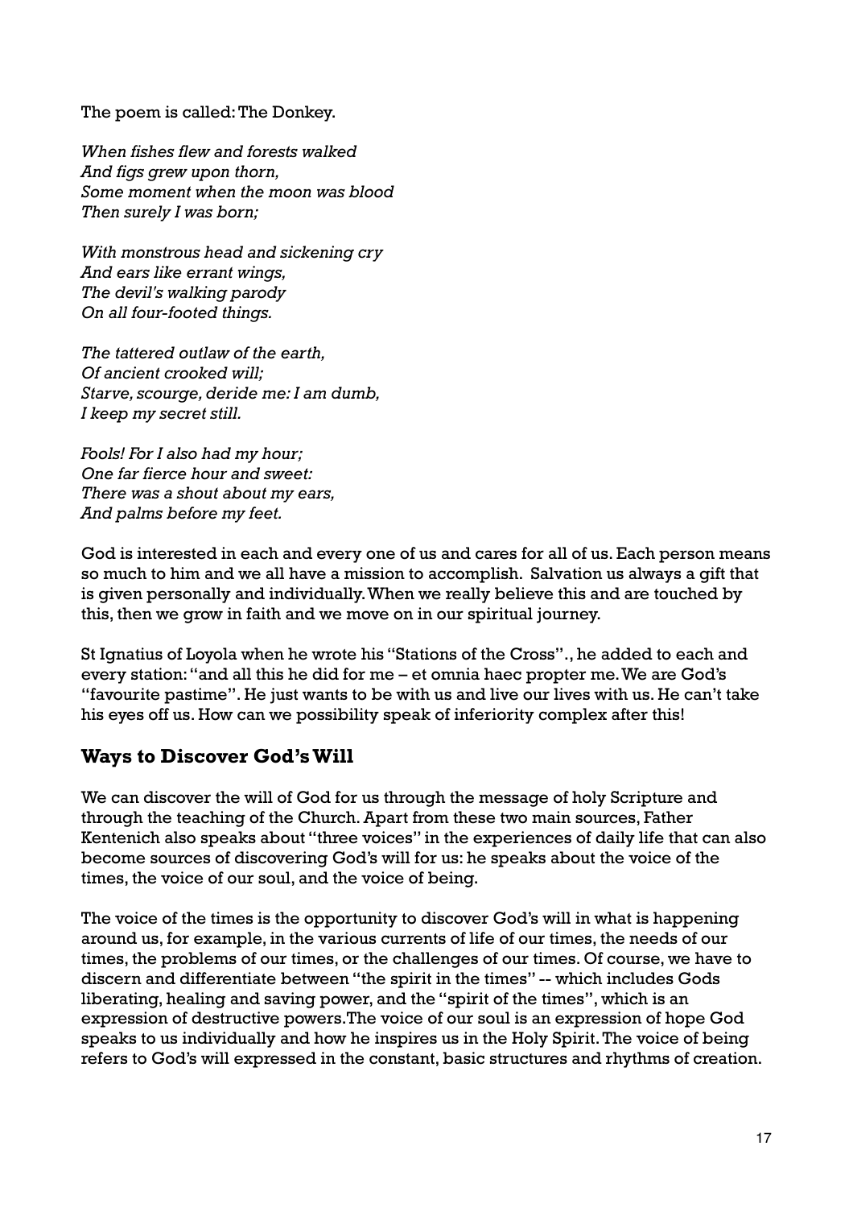The poem is called: The Donkey.

*When fishes flew and forests walked*
*And figs grew upon thorn,*
*Some moment when the moon was blood*
*Then surely I was born;*

*With monstrous head and sickening cry*
*And ears like errant wings,*
*The devil's walking parody*
*On all four-footed things.*

*The tattered outlaw of the earth,*
*Of ancient crooked will;*
*Starve, scourge, deride me: I am dumb,*
*I keep my secret still.*

*Fools! For I also had my hour;*
*One far fierce hour and sweet:*
*There was a shout about my ears,*
*And palms before my feet.*

God is interested in each and every one of us and cares for all of us. Each person means so much to him and we all have a mission to accomplish. Salvation us always a gift that is given personally and individually. When we really believe this and are touched by this, then we grow in faith and we move on in our spiritual journey.

St Ignatius of Loyola when he wrote his "Stations of the Cross"., he added to each and every station: "and all this he did for me – et omnia haec propter me. We are God's "favourite pastime". He just wants to be with us and live our lives with us. He can't take his eyes off us. How can we possibility speak of inferiority complex after this!

## Ways to Discover God's Will

We can discover the will of God for us through the message of holy Scripture and through the teaching of the Church. Apart from these two main sources, Father Kentenich also speaks about "three voices" in the experiences of daily life that can also become sources of discovering God's will for us: he speaks about the voice of the times, the voice of our soul, and the voice of being.

The voice of the times is the opportunity to discover God's will in what is happening around us, for example, in the various currents of life of our times, the needs of our times, the problems of our times, or the challenges of our times. Of course, we have to discern and differentiate between "the spirit in the times" -- which includes Gods liberating, healing and saving power, and the "spirit of the times", which is an expression of destructive powers.The voice of our soul is an expression of hope God speaks to us individually and how he inspires us in the Holy Spirit. The voice of being refers to God's will expressed in the constant, basic structures and rhythms of creation.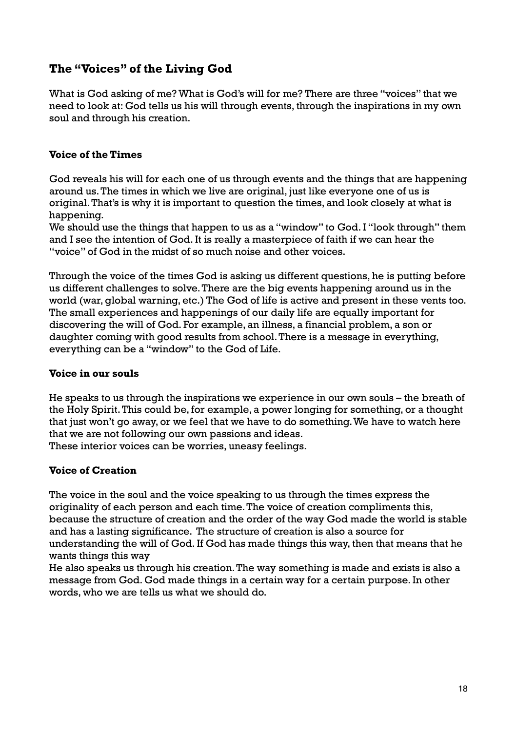## The "Voices" of the Living God

What is God asking of me? What is God's will for me? There are three "voices" that we need to look at: God tells us his will through events, through the inspirations in my own soul and through his creation.

### Voice of the Times

God reveals his will for each one of us through events and the things that are happening around us. The times in which we live are original, just like everyone one of us is original. That's is why it is important to question the times, and look closely at what is happening.
We should use the things that happen to us as a "window" to God. I "look through" them and I see the intention of God. It is really a masterpiece of faith if we can hear the "voice" of God in the midst of so much noise and other voices.

Through the voice of the times God is asking us different questions, he is putting before us different challenges to solve. There are the big events happening around us in the world (war, global warning, etc.) The God of life is active and present in these vents too. The small experiences and happenings of our daily life are equally important for discovering the will of God. For example, an illness, a financial problem, a son or daughter coming with good results from school. There is a message in everything, everything can be a "window" to the God of Life.

### Voice in our souls

He speaks to us through the inspirations we experience in our own souls – the breath of the Holy Spirit. This could be, for example, a power longing for something, or a thought that just won't go away, or we feel that we have to do something. We have to watch here that we are not following our own passions and ideas.
These interior voices can be worries, uneasy feelings.

### Voice of Creation

The voice in the soul and the voice speaking to us through the times express the originality of each person and each time. The voice of creation compliments this, because the structure of creation and the order of the way God made the world is stable and has a lasting significance. The structure of creation is also a source for understanding the will of God. If God has made things this way, then that means that he wants things this way
He also speaks us through his creation. The way something is made and exists is also a message from God. God made things in a certain way for a certain purpose. In other words, who we are tells us what we should do.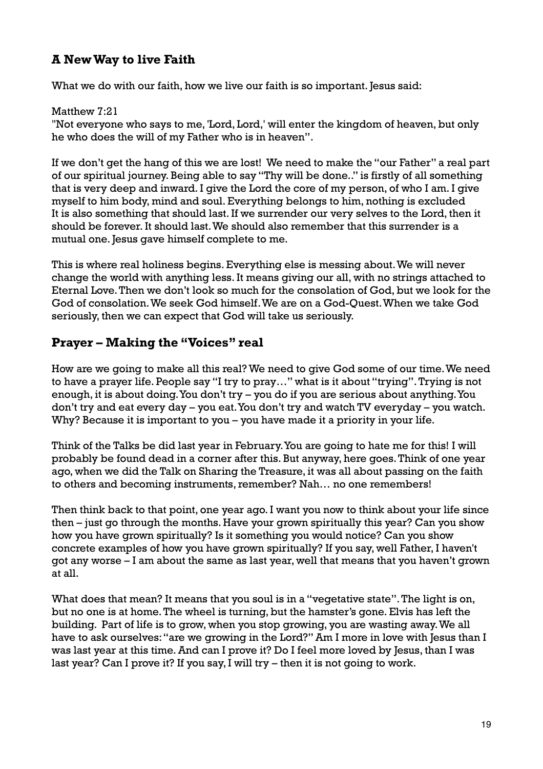## A New Way to live Faith

What we do with our faith, how we live our faith is so important. Jesus said:

Matthew 7:21
"Not everyone who says to me, 'Lord, Lord,' will enter the kingdom of heaven, but only he who does the will of my Father who is in heaven".

If we don't get the hang of this we are lost! We need to make the "our Father" a real part of our spiritual journey. Being able to say "Thy will be done.." is firstly of all something that is very deep and inward. I give the Lord the core of my person, of who I am. I give myself to him body, mind and soul. Everything belongs to him, nothing is excluded
It is also something that should last. If we surrender our very selves to the Lord, then it should be forever. It should last. We should also remember that this surrender is a mutual one. Jesus gave himself complete to me.

This is where real holiness begins. Everything else is messing about. We will never change the world with anything less. It means giving our all, with no strings attached to Eternal Love. Then we don't look so much for the consolation of God, but we look for the God of consolation. We seek God himself. We are on a God-Quest. When we take God seriously, then we can expect that God will take us seriously.

## Prayer – Making the "Voices" real

How are we going to make all this real? We need to give God some of our time. We need to have a prayer life. People say "I try to pray…" what is it about "trying". Trying is not enough, it is about doing. You don't try – you do if you are serious about anything. You don't try and eat every day – you eat. You don't try and watch TV everyday – you watch. Why? Because it is important to you – you have made it a priority in your life.

Think of the Talks be did last year in February. You are going to hate me for this! I will probably be found dead in a corner after this. But anyway, here goes. Think of one year ago, when we did the Talk on Sharing the Treasure, it was all about passing on the faith to others and becoming instruments, remember? Nah… no one remembers!

Then think back to that point, one year ago. I want you now to think about your life since then – just go through the months. Have your grown spiritually this year? Can you show how you have grown spiritually? Is it something you would notice? Can you show concrete examples of how you have grown spiritually? If you say, well Father, I haven't got any worse – I am about the same as last year, well that means that you haven't grown at all.

What does that mean? It means that you soul is in a "vegetative state". The light is on, but no one is at home. The wheel is turning, but the hamster's gone. Elvis has left the building. Part of life is to grow, when you stop growing, you are wasting away. We all have to ask ourselves: "are we growing in the Lord?" Am I more in love with Jesus than I was last year at this time. And can I prove it? Do I feel more loved by Jesus, than I was last year? Can I prove it? If you say, I will try – then it is not going to work.